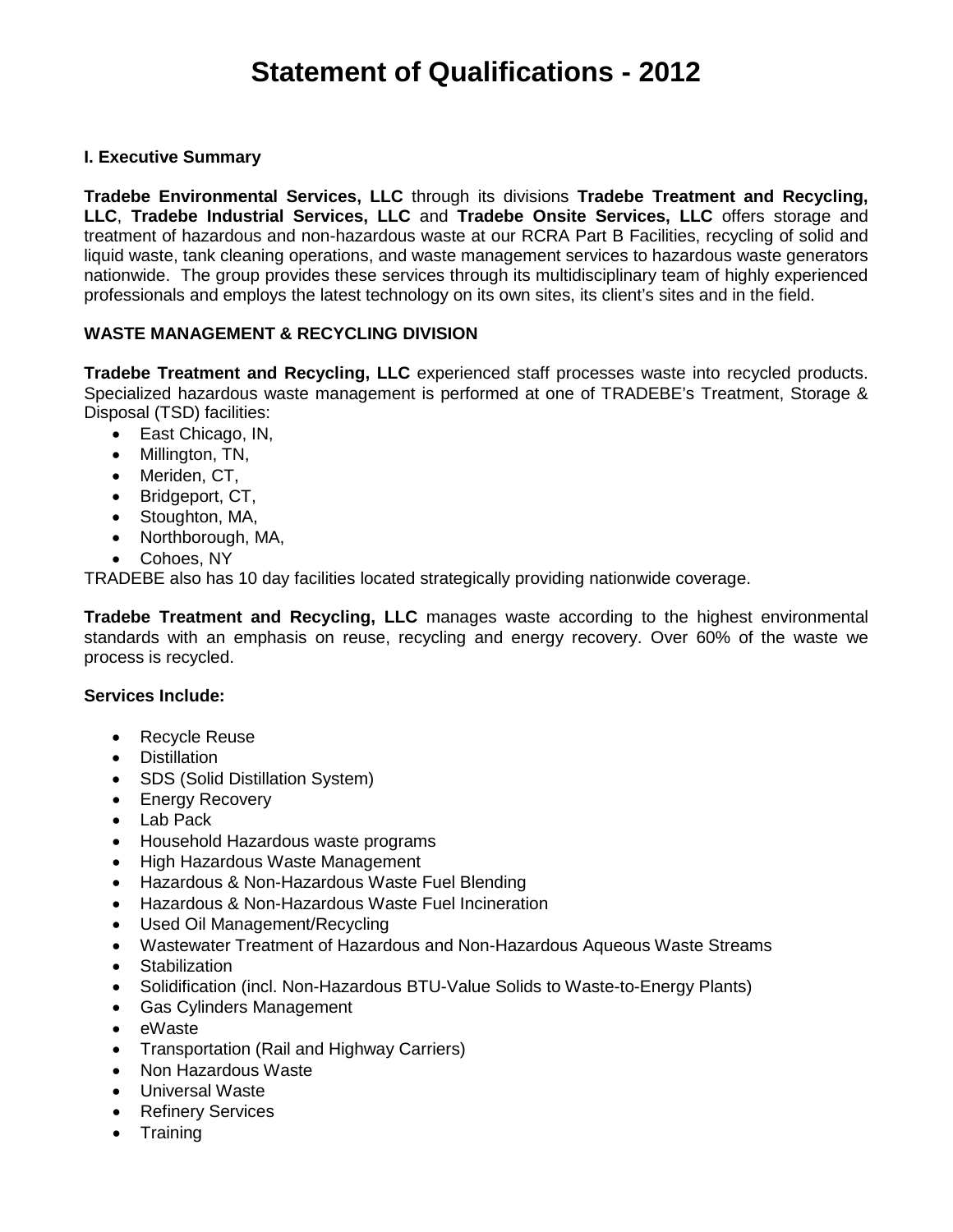# Statement of Qualifications - 2012

**I. Executive Summary**

**Tradebe Environmental Services, LLC** through its divisions **Tradebe Treatment and Recycling, LLC**, **Tradebe Industrial Services, LLC** and **Tradebe Onsite Services, LLC** offers storage and treatment of hazardous and non-hazardous waste at our RCRA Part B Facilities, recycling of solid and liquid waste, tank cleaning operations, and waste management services to hazardous waste generators nationwide. The group provides these services through its multidisciplinary team of highly experienced professionals and employs the latest technology on its own sites, its client's sites and in the field.

**WASTE MANAGEMENT & RECYCLING DIVISION**

**Tradebe Treatment and Recycling, LLC** experienced staff processes waste into recycled products. Specialized hazardous waste management is performed at one of TRADEBE's Treatment, Storage & Disposal (TSD) facilities:

- East Chicago, IN,
- Millington, TN,
- Meriden, CT,
- Bridgeport, CT,
- Stoughton, MA,
- Northborough, MA,
- Cohoes, NY

TRADEBE also has 10 day facilities located strategically providing nationwide coverage.

**Tradebe Treatment and Recycling, LLC** manages waste according to the highest environmental standards with an emphasis on reuse, recycling and energy recovery. Over 60% of the waste we process is recycled.

**Services Include:**

- Recycle Reuse
- Distillation
- SDS (Solid Distillation System)
- Energy Recovery
- Lab Pack
- Household Hazardous waste programs
- High Hazardous Waste Management
- Hazardous & Non-Hazardous Waste Fuel Blending
- Hazardous & Non-Hazardous Waste Fuel Incineration
- Used Oil Management/Recycling
- Wastewater Treatment of Hazardous and Non-Hazardous Aqueous Waste Streams
- Stabilization
- Solidification (incl. Non-Hazardous BTU-Value Solids to Waste-to-Energy Plants)
- Gas Cylinders Management
- eWaste
- Transportation (Rail and Highway Carriers)
- Non Hazardous Waste
- Universal Waste
- Refinery Services
- Training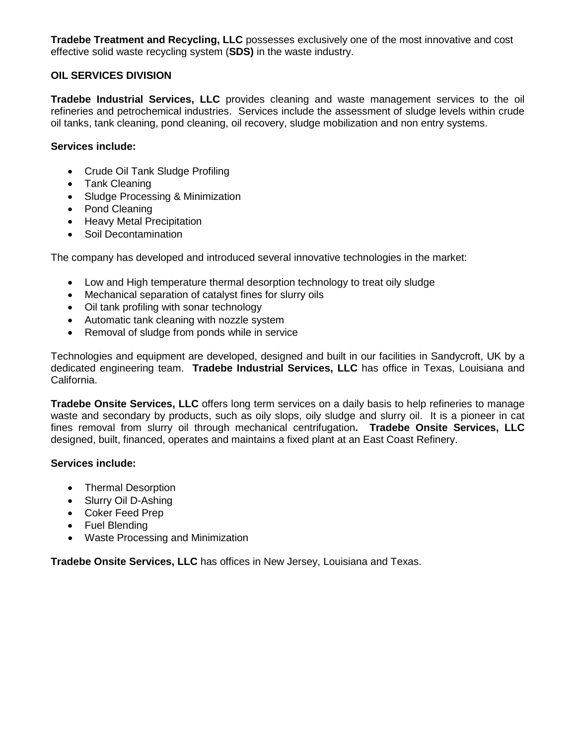**Tradebe Treatment and Recycling, LLC** possesses exclusively one of the most innovative and cost effective solid waste recycling system (**SDS)** in the waste industry.

**OIL SERVICES DIVISION**

**Tradebe Industrial Services, LLC** provides cleaning and waste management services to the oil refineries and petrochemical industries. Services include the assessment of sludge levels within crude oil tanks, tank cleaning, pond cleaning, oil recovery, sludge mobilization and non entry systems.

**Services include:**

- Crude Oil Tank Sludge Profiling
- Tank Cleaning
- Sludge Processing & Minimization
- Pond Cleaning
- Heavy Metal Precipitation
- Soil Decontamination

The company has developed and introduced several innovative technologies in the market:

- Low and High temperature thermal desorption technology to treat oily sludge
- Mechanical separation of catalyst fines for slurry oils
- Oil tank profiling with sonar technology
- Automatic tank cleaning with nozzle system
- Removal of sludge from ponds while in service

Technologies and equipment are developed, designed and built in our facilities in Sandycroft, UK by a dedicated engineering team. **Tradebe Industrial Services, LLC** has office in Texas, Louisiana and California.

**Tradebe Onsite Services, LLC** offers long term services on a daily basis to help refineries to manage waste and secondary by products, such as oily slops, oily sludge and slurry oil. It is a pioneer in cat fines removal from slurry oil through mechanical centrifugation**. Tradebe Onsite Services, LLC** designed, built, financed, operates and maintains a fixed plant at an East Coast Refinery.

**Services include:**

- Thermal Desorption
- Slurry Oil D-Ashing
- Coker Feed Prep
- Fuel Blending
- Waste Processing and Minimization

**Tradebe Onsite Services, LLC** has offices in New Jersey, Louisiana and Texas.